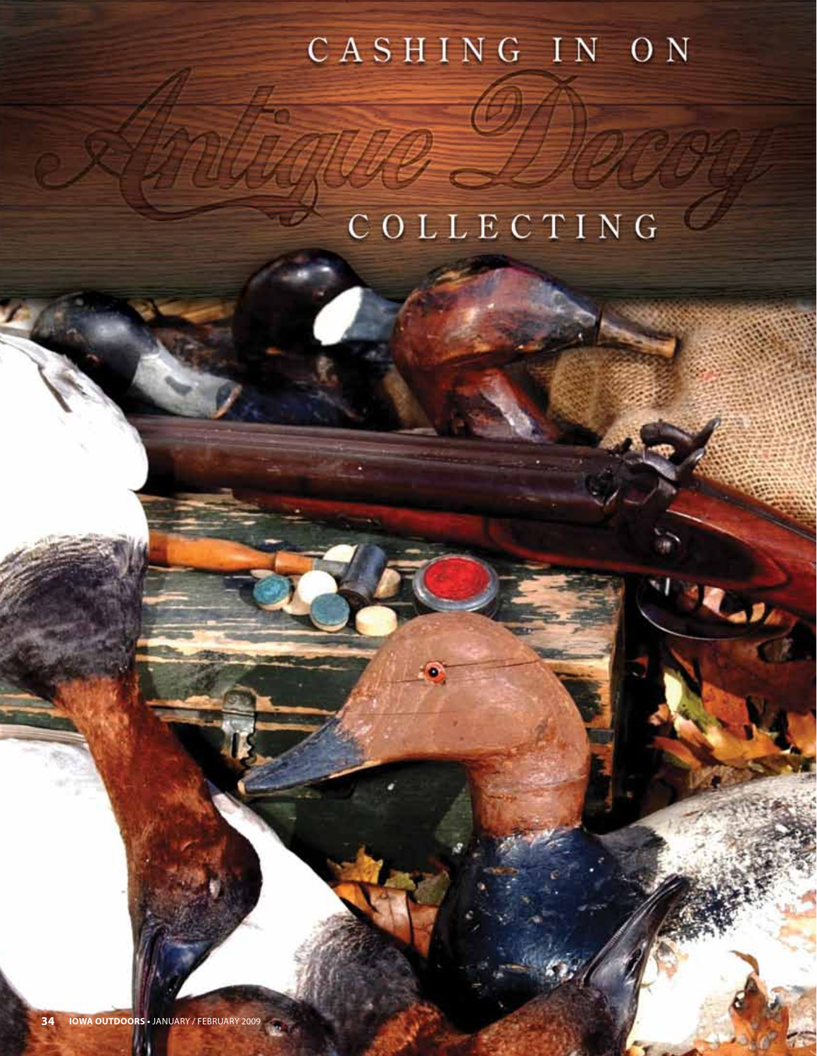# CASHING IN ON *Antique Decoy* COLLECTING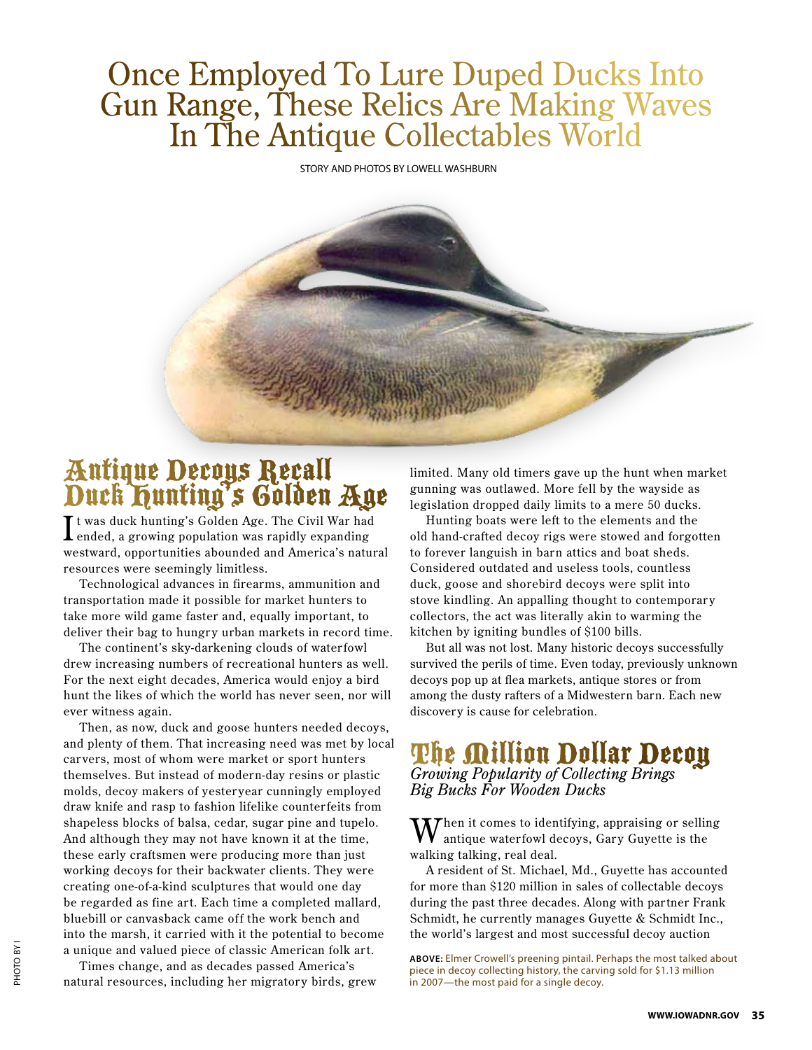# Once Employed To Lure Duped Ducks Into Gun Range, These Relics Are Making Waves In The Antique Collectables World

STORY AND PHOTOS BY LOWELL WASHBURN

## Antique Decoys Recall Duck Hunting's Golden Age

It was duck hunting's Golden Age. The Civil War had ended, a growing population was rapidly expanding westward, opportunities abounded and America's natural resources were seemingly limitless.

Technological advances in firearms, ammunition and transportation made it possible for market hunters to take more wild game faster and, equally important, to deliver their bag to hungry urban markets in record time.

The continent's sky-darkening clouds of waterfowl drew increasing numbers of recreational hunters as well. For the next eight decades, America would enjoy a bird hunt the likes of which the world has never seen, nor will ever witness again.

Then, as now, duck and goose hunters needed decoys, and plenty of them. That increasing need was met by local carvers, most of whom were market or sport hunters themselves. But instead of modern-day resins or plastic molds, decoy makers of yesteryear cunningly employed draw knife and rasp to fashion lifelike counterfeits from shapeless blocks of balsa, cedar, sugar pine and tupelo. And although they may not have known it at the time, these early craftsmen were producing more than just working decoys for their backwater clients. They were creating one-of-a-kind sculptures that would one day be regarded as fine art. Each time a completed mallard, bluebill or canvasback came off the work bench and into the marsh, it carried with it the potential to become a unique and valued piece of classic American folk art.

Times change, and as decades passed America's natural resources, including her migratory birds, grew limited. Many old timers gave up the hunt when market gunning was outlawed. More fell by the wayside as legislation dropped daily limits to a mere 50 ducks.

Hunting boats were left to the elements and the old hand-crafted decoy rigs were stowed and forgotten to forever languish in barn attics and boat sheds. Considered outdated and useless tools, countless duck, goose and shorebird decoys were split into stove kindling. An appalling thought to contemporary collectors, the act was literally akin to warming the kitchen by igniting bundles of $100 bills.

But all was not lost. Many historic decoys successfully survived the perils of time. Even today, previously unknown decoys pop up at flea markets, antique stores or from among the dusty rafters of a Midwestern barn. Each new discovery is cause for celebration.

## The Million Dollar Decoy

### *Growing Popularity of Collecting Brings Big Bucks For Wooden Ducks*

When it comes to identifying, appraising or selling antique waterfowl decoys, Gary Guyette is the walking talking, real deal.

A resident of St. Michael, Md., Guyette has accounted for more than $120 million in sales of collectable decoys during the past three decades. Along with partner Frank Schmidt, he currently manages Guyette & Schmidt Inc., the world's largest and most successful decoy auction

**ABOVE:** Elmer Crowell's preening pintail. Perhaps the most talked about piece in decoy collecting history, the carving sold for $1.13 million in 2007—the most paid for a single decoy.

PHOTO BY I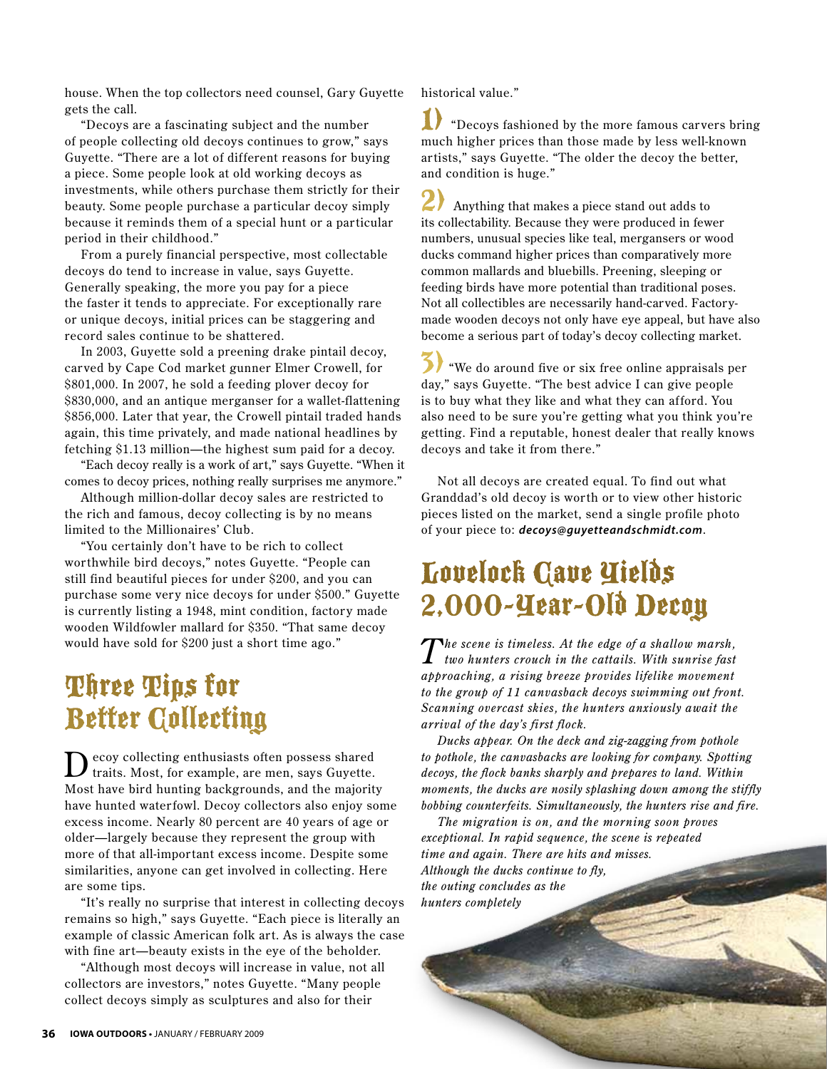house. When the top collectors need counsel, Gary Guyette gets the call.

"Decoys are a fascinating subject and the number of people collecting old decoys continues to grow," says Guyette. "There are a lot of different reasons for buying a piece. Some people look at old working decoys as investments, while others purchase them strictly for their beauty. Some people purchase a particular decoy simply because it reminds them of a special hunt or a particular period in their childhood."

From a purely financial perspective, most collectable decoys do tend to increase in value, says Guyette. Generally speaking, the more you pay for a piece the faster it tends to appreciate. For exceptionally rare or unique decoys, initial prices can be staggering and record sales continue to be shattered.

In 2003, Guyette sold a preening drake pintail decoy, carved by Cape Cod market gunner Elmer Crowell, for $801,000. In 2007, he sold a feeding plover decoy for $830,000, and an antique merganser for a wallet-flattening $856,000. Later that year, the Crowell pintail traded hands again, this time privately, and made national headlines by fetching $1.13 million—the highest sum paid for a decoy.

"Each decoy really is a work of art," says Guyette. "When it comes to decoy prices, nothing really surprises me anymore."

Although million-dollar decoy sales are restricted to the rich and famous, decoy collecting is by no means limited to the Millionaires' Club.

"You certainly don't have to be rich to collect worthwhile bird decoys," notes Guyette. "People can still find beautiful pieces for under $200, and you can purchase some very nice decoys for under $500." Guyette is currently listing a 1948, mint condition, factory made wooden Wildfowler mallard for $350. "That same decoy would have sold for $200 just a short time ago."

## Three Tips for Better Collecting

Decoy collecting enthusiasts often possess shared traits. Most, for example, are men, says Guyette. Most have bird hunting backgrounds, and the majority have hunted waterfowl. Decoy collectors also enjoy some excess income. Nearly 80 percent are 40 years of age or older—largely because they represent the group with more of that all-important excess income. Despite some similarities, anyone can get involved in collecting. Here are some tips.

"It's really no surprise that interest in collecting decoys remains so high," says Guyette. "Each piece is literally an example of classic American folk art. As is always the case with fine art—beauty exists in the eye of the beholder.

"Although most decoys will increase in value, not all collectors are investors," notes Guyette. "Many people collect decoys simply as sculptures and also for their historical value."

**1)** "Decoys fashioned by the more famous carvers bring much higher prices than those made by less well-known artists," says Guyette. "The older the decoy the better, and condition is huge."

**2)** Anything that makes a piece stand out adds to its collectability. Because they were produced in fewer numbers, unusual species like teal, mergansers or wood ducks command higher prices than comparatively more common mallards and bluebills. Preening, sleeping or feeding birds have more potential than traditional poses. Not all collectibles are necessarily hand-carved. Factory-made wooden decoys not only have eye appeal, but have also become a serious part of today's decoy collecting market.

**3)** "We do around five or six free online appraisals per day," says Guyette. "The best advice I can give people is to buy what they like and what they can afford. You also need to be sure you're getting what you think you're getting. Find a reputable, honest dealer that really knows decoys and take it from there."

Not all decoys are created equal. To find out what Granddad's old decoy is worth or to view other historic pieces listed on the market, send a single profile photo of your piece to: ***decoys@guyetteandschmidt.com***.

## Lovelock Cave Yields 2,000-Year-Old Decoy

*The scene is timeless. At the edge of a shallow marsh, two hunters crouch in the cattails. With sunrise fast approaching, a rising breeze provides lifelike movement to the group of 11 canvasback decoys swimming out front. Scanning overcast skies, the hunters anxiously await the arrival of the day's first flock.*

*Ducks appear. On the deck and zig-zagging from pothole to pothole, the canvasbacks are looking for company. Spotting decoys, the flock banks sharply and prepares to land. Within moments, the ducks are nosily splashing down among the stiffly bobbing counterfeits. Simultaneously, the hunters rise and fire.*

*The migration is on, and the morning soon proves exceptional. In rapid sequence, the scene is repeated time and again. There are hits and misses. Although the ducks continue to fly, the outing concludes as the hunters completely*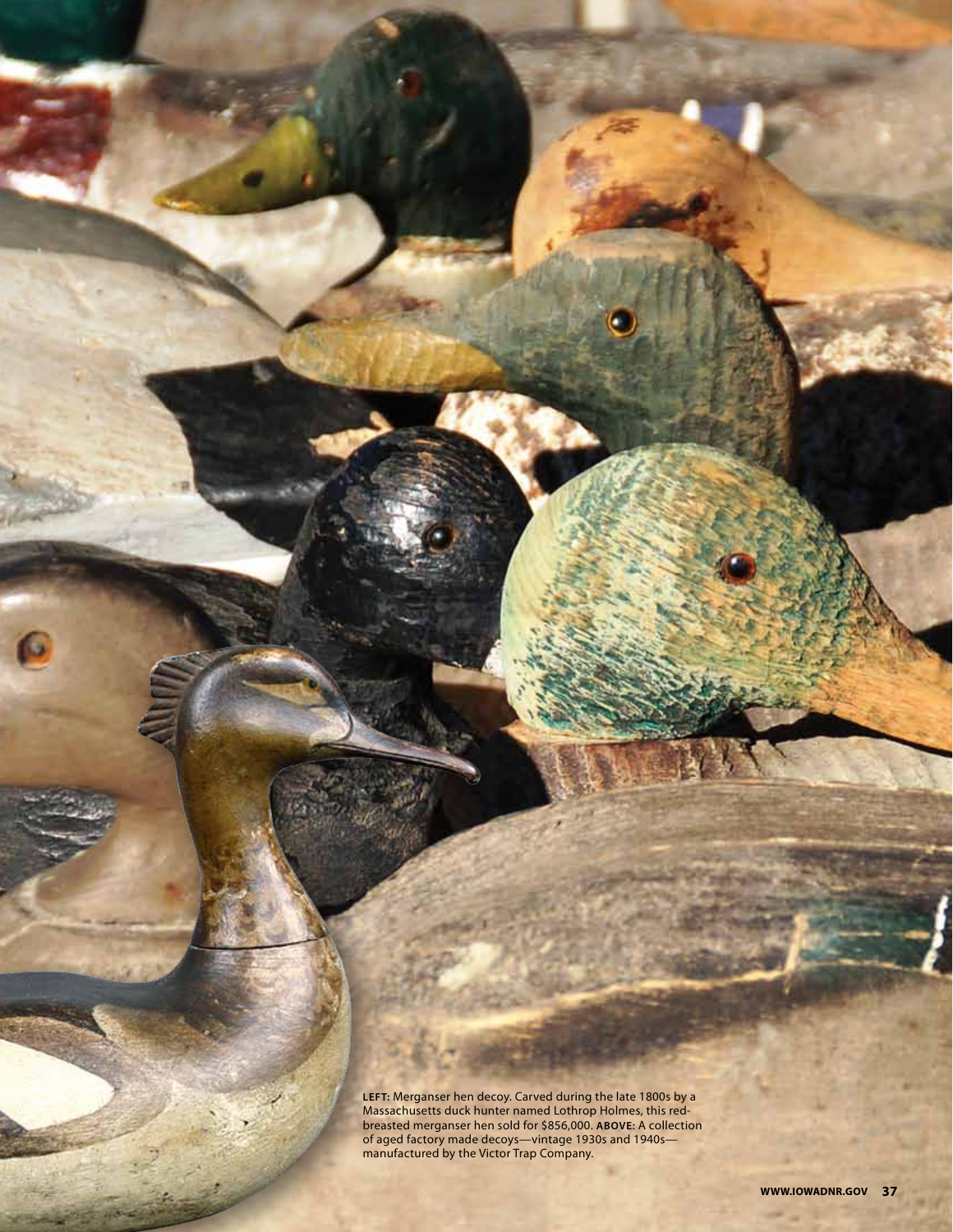**LEFT:** Merganser hen decoy. Carved during the late 1800s by a Massachusetts duck hunter named Lothrop Holmes, this red-breasted merganser hen sold for $856,000. **ABOVE:** A collection of aged factory made decoys—vintage 1930s and 1940s—manufactured by the Victor Trap Company.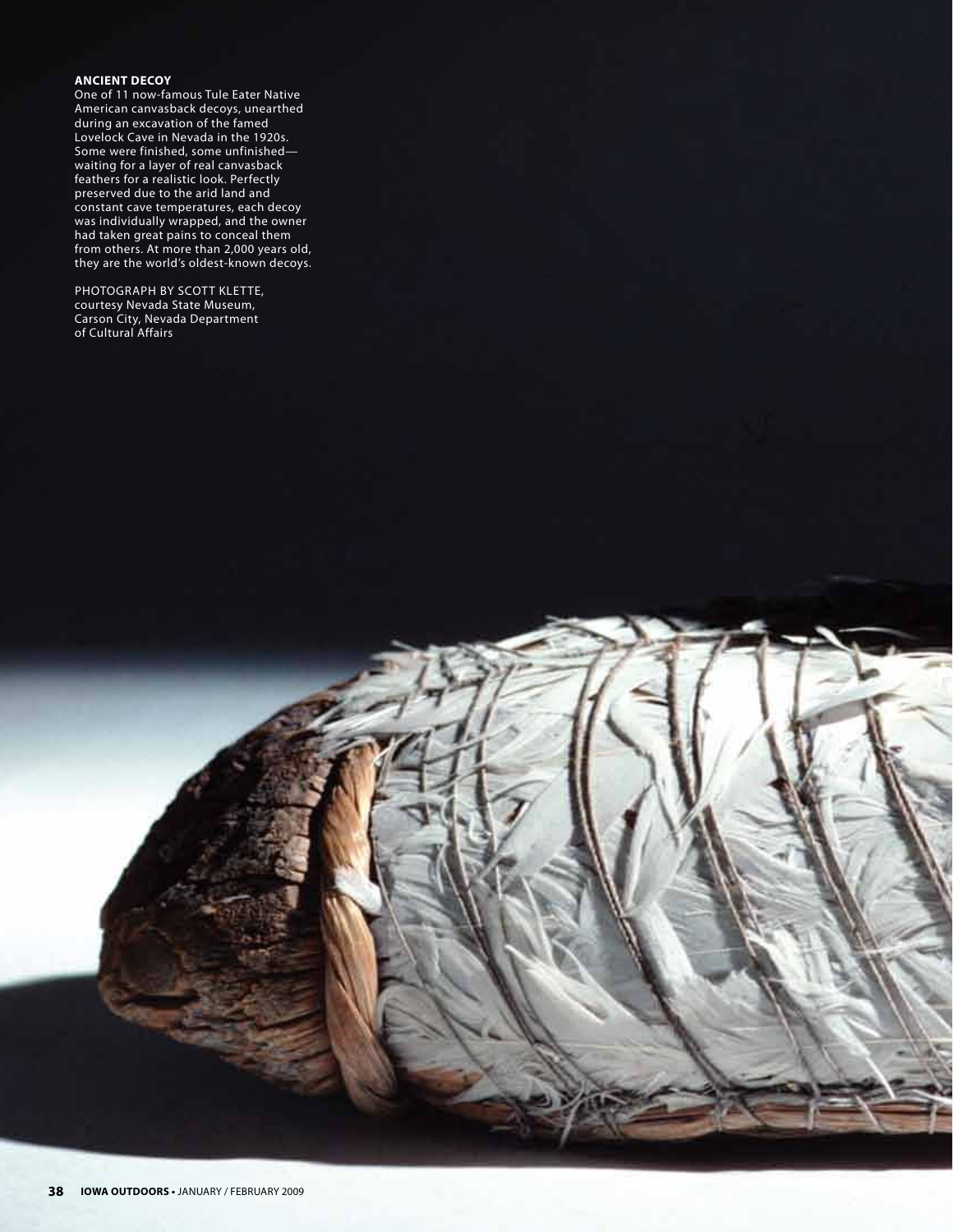**ANCIENT DECOY**

One of 11 now-famous Tule Eater Native American canvasback decoys, unearthed during an excavation of the famed Lovelock Cave in Nevada in the 1920s. Some were finished, some unfinished—waiting for a layer of real canvasback feathers for a realistic look. Perfectly preserved due to the arid land and constant cave temperatures, each decoy was individually wrapped, and the owner had taken great pains to conceal them from others. At more than 2,000 years old, they are the world's oldest-known decoys.

PHOTOGRAPH BY SCOTT KLETTE, courtesy Nevada State Museum, Carson City, Nevada Department of Cultural Affairs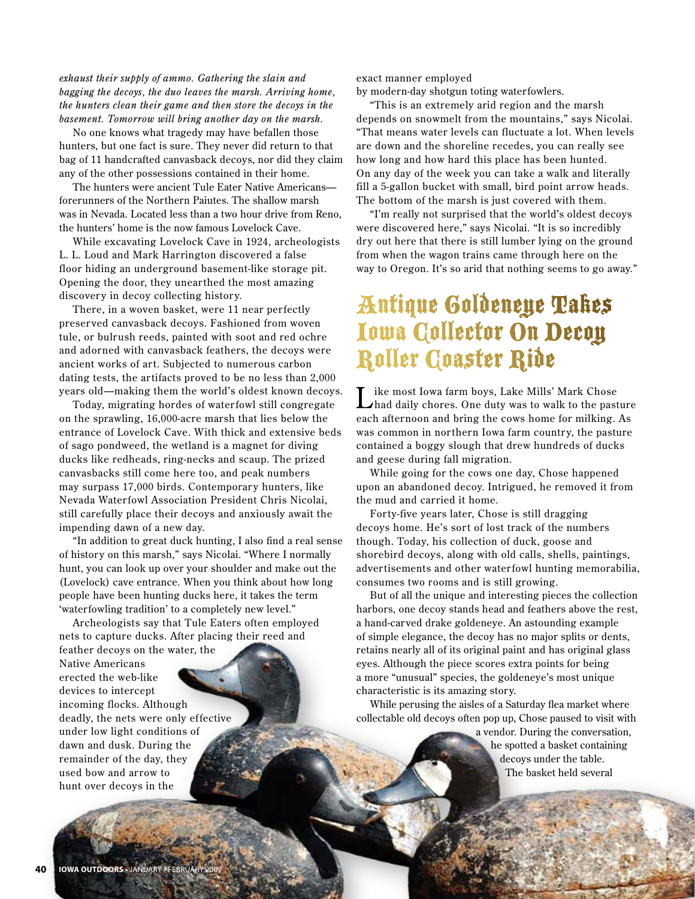*exhaust their supply of ammo. Gathering the slain and bagging the decoys, the duo leaves the marsh. Arriving home, the hunters clean their game and then store the decoys in the basement. Tomorrow will bring another day on the marsh.*

No one knows what tragedy may have befallen those hunters, but one fact is sure. They never did return to that bag of 11 handcrafted canvasback decoys, nor did they claim any of the other possessions contained in their home.

The hunters were ancient Tule Eater Native Americans—forerunners of the Northern Paiutes. The shallow marsh was in Nevada. Located less than a two hour drive from Reno, the hunters' home is the now famous Lovelock Cave.

While excavating Lovelock Cave in 1924, archeologists L. L. Loud and Mark Harrington discovered a false floor hiding an underground basement-like storage pit. Opening the door, they unearthed the most amazing discovery in decoy collecting history.

There, in a woven basket, were 11 near perfectly preserved canvasback decoys. Fashioned from woven tule, or bulrush reeds, painted with soot and red ochre and adorned with canvasback feathers, the decoys were ancient works of art. Subjected to numerous carbon dating tests, the artifacts proved to be no less than 2,000 years old—making them the world's oldest known decoys.

Today, migrating hordes of waterfowl still congregate on the sprawling, 16,000-acre marsh that lies below the entrance of Lovelock Cave. With thick and extensive beds of sago pondweed, the wetland is a magnet for diving ducks like redheads, ring-necks and scaup. The prized canvasbacks still come here too, and peak numbers may surpass 17,000 birds. Contemporary hunters, like Nevada Waterfowl Association President Chris Nicolai, still carefully place their decoys and anxiously await the impending dawn of a new day.

"In addition to great duck hunting, I also find a real sense of history on this marsh," says Nicolai. "Where I normally hunt, you can look up over your shoulder and make out the (Lovelock) cave entrance. When you think about how long people have been hunting ducks here, it takes the term 'waterfowling tradition' to a completely new level."

Archeologists say that Tule Eaters often employed nets to capture ducks. After placing their reed and feather decoys on the water, the Native Americans erected the web-like devices to intercept incoming flocks. Although deadly, the nets were only effective under low light conditions of dawn and dusk. During the remainder of the day, they used bow and arrow to hunt over decoys in the exact manner employed by modern-day shotgun toting waterfowlers.

"This is an extremely arid region and the marsh depends on snowmelt from the mountains," says Nicolai. "That means water levels can fluctuate a lot. When levels are down and the shoreline recedes, you can really see how long and how hard this place has been hunted. On any day of the week you can take a walk and literally fill a 5-gallon bucket with small, bird point arrow heads. The bottom of the marsh is just covered with them.

"I'm really not surprised that the world's oldest decoys were discovered here," says Nicolai. "It is so incredibly dry out here that there is still lumber lying on the ground from when the wagon trains came through here on the way to Oregon. It's so arid that nothing seems to go away."

## Antique Goldeneye Takes Iowa Collector On Decoy Roller Coaster Ride

Like most Iowa farm boys, Lake Mills' Mark Chose had daily chores. One duty was to walk to the pasture each afternoon and bring the cows home for milking. As was common in northern Iowa farm country, the pasture contained a boggy slough that drew hundreds of ducks and geese during fall migration.

While going for the cows one day, Chose happened upon an abandoned decoy. Intrigued, he removed it from the mud and carried it home.

Forty-five years later, Chose is still dragging decoys home. He's sort of lost track of the numbers though. Today, his collection of duck, goose and shorebird decoys, along with old calls, shells, paintings, advertisements and other waterfowl hunting memorabilia, consumes two rooms and is still growing.

But of all the unique and interesting pieces the collection harbors, one decoy stands head and feathers above the rest, a hand-carved drake goldeneye. An astounding example of simple elegance, the decoy has no major splits or dents, retains nearly all of its original paint and has original glass eyes. Although the piece scores extra points for being a more "unusual" species, the goldeneye's most unique characteristic is its amazing story.

While perusing the aisles of a Saturday flea market where collectable old decoys often pop up, Chose paused to visit with a vendor. During the conversation, he spotted a basket containing decoys under the table. The basket held several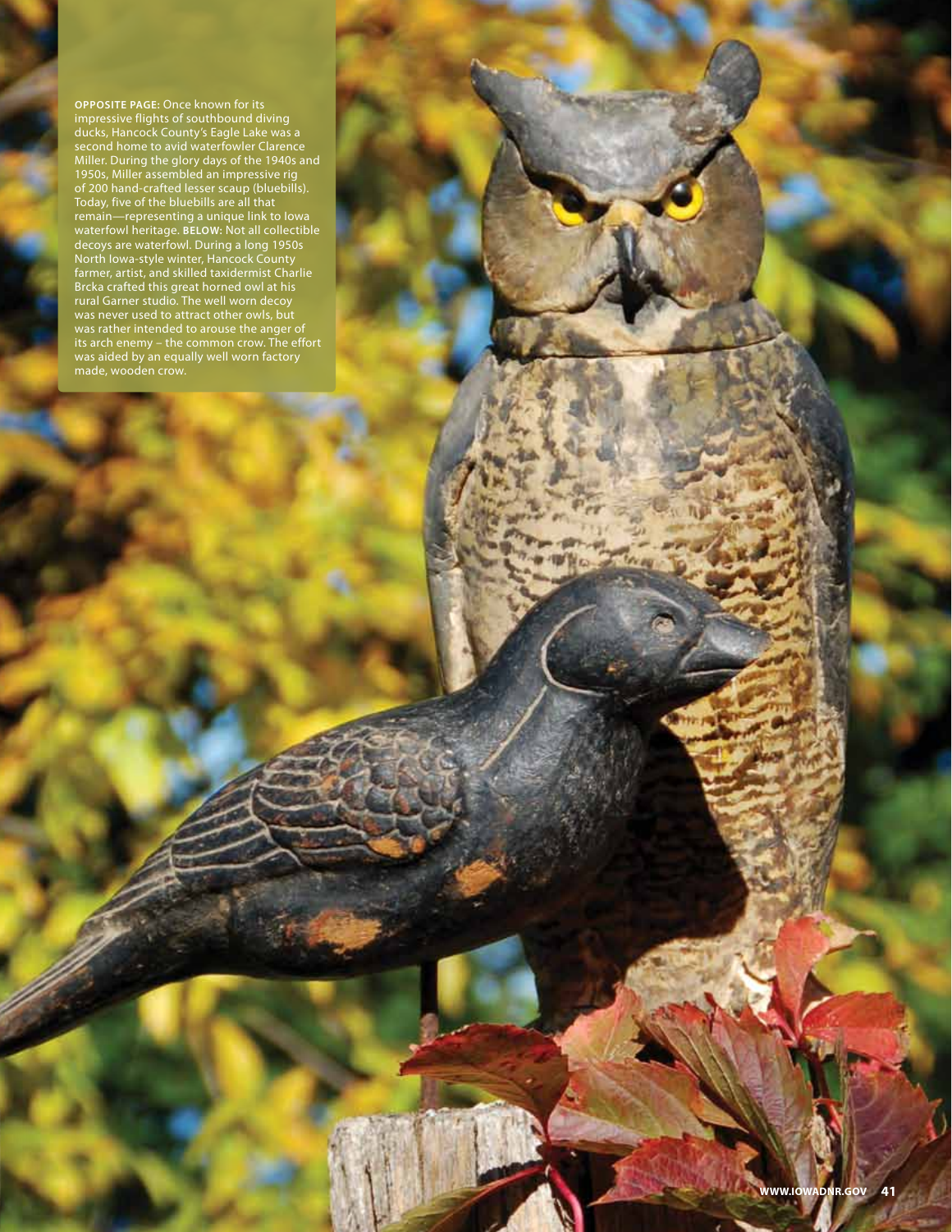**OPPOSITE PAGE:** Once known for its impressive flights of southbound diving ducks, Hancock County's Eagle Lake was a second home to avid waterfowler Clarence Miller. During the glory days of the 1940s and 1950s, Miller assembled an impressive rig of 200 hand-crafted lesser scaup (bluebills). Today, five of the bluebills are all that remain—representing a unique link to Iowa waterfowl heritage. **BELOW:** Not all collectible decoys are waterfowl. During a long 1950s North Iowa-style winter, Hancock County farmer, artist, and skilled taxidermist Charlie Brcka crafted this great horned owl at his rural Garner studio. The well worn decoy was never used to attract other owls, but was rather intended to arouse the anger of its arch enemy – the common crow. The effort was aided by an equally well worn factory made, wooden crow.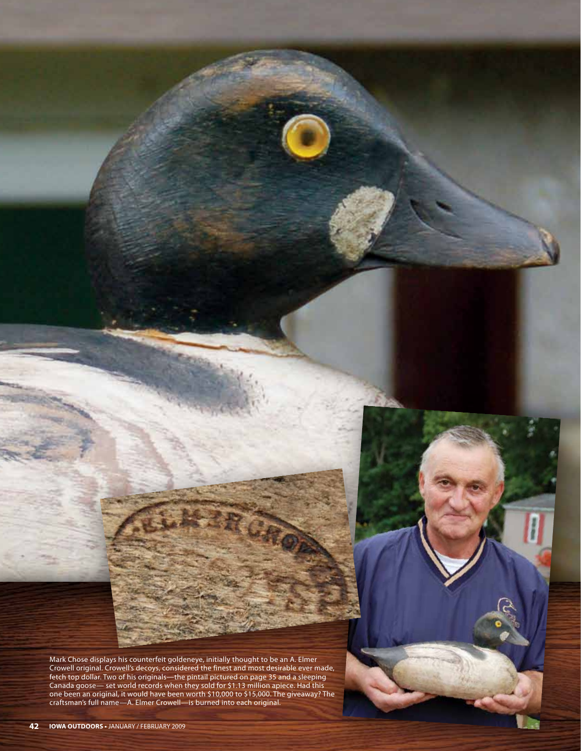Mark Chose displays his counterfeit goldeneye, initially thought to be an A. Elmer Crowell original. Crowell's decoys, considered the finest and most desirable ever made, fetch top dollar. Two of his originals—the pintail pictured on page 35 and a sleeping Canada goose— set world records when they sold for $1.13 million apiece. Had this one been an original, it would have been worth $10,000 to $15,000. The giveaway? The craftsman's full name—A. Elmer Crowell—is burned into each original.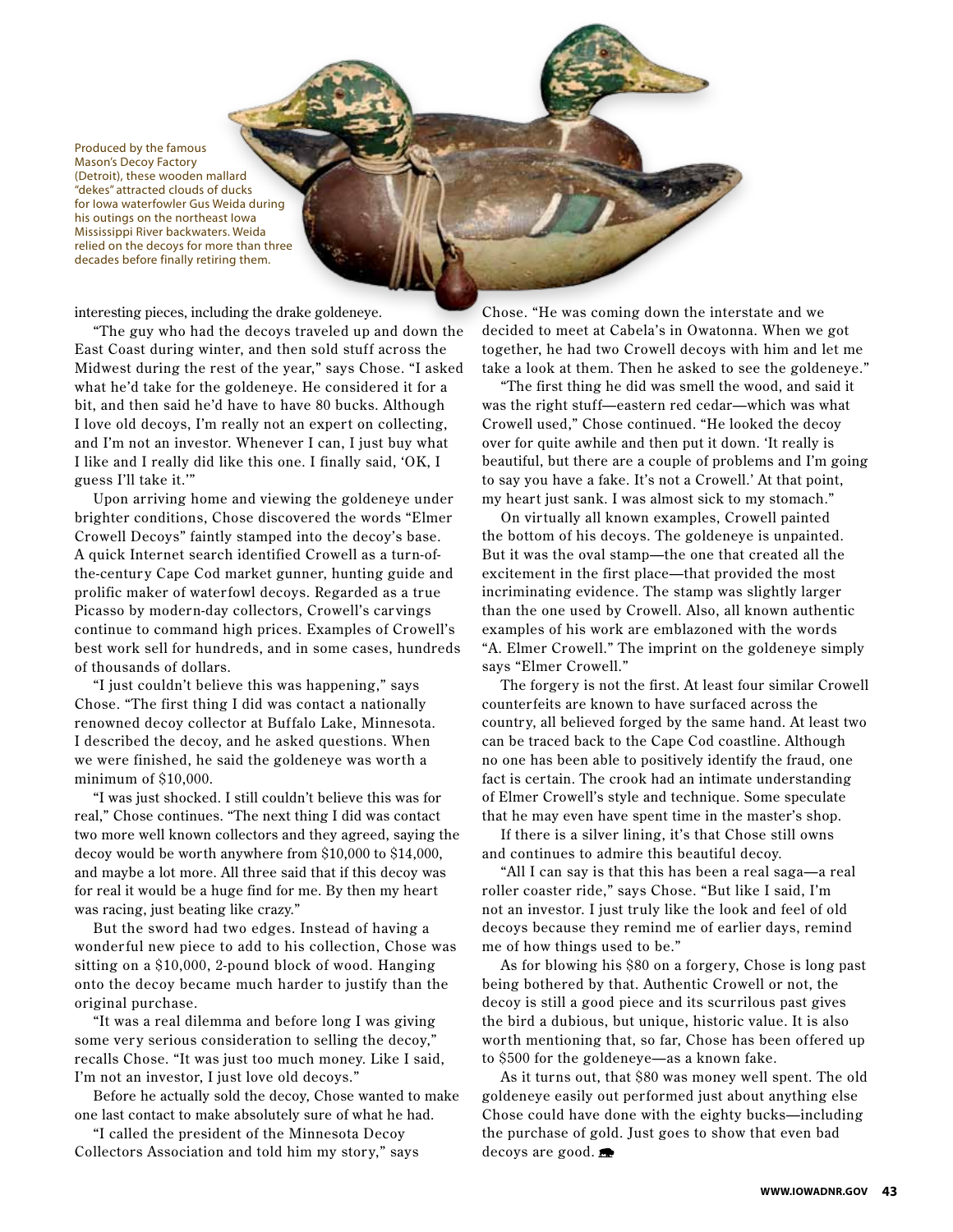Produced by the famous Mason's Decoy Factory (Detroit), these wooden mallard "dekes" attracted clouds of ducks for Iowa waterfowler Gus Weida during his outings on the northeast Iowa Mississippi River backwaters. Weida relied on the decoys for more than three decades before finally retiring them.

interesting pieces, including the drake goldeneye.

"The guy who had the decoys traveled up and down the East Coast during winter, and then sold stuff across the Midwest during the rest of the year," says Chose. "I asked what he'd take for the goldeneye. He considered it for a bit, and then said he'd have to have 80 bucks. Although I love old decoys, I'm really not an expert on collecting, and I'm not an investor. Whenever I can, I just buy what I like and I really did like this one. I finally said, 'OK, I guess I'll take it.'"

Upon arriving home and viewing the goldeneye under brighter conditions, Chose discovered the words "Elmer Crowell Decoys" faintly stamped into the decoy's base. A quick Internet search identified Crowell as a turn-of-the-century Cape Cod market gunner, hunting guide and prolific maker of waterfowl decoys. Regarded as a true Picasso by modern-day collectors, Crowell's carvings continue to command high prices. Examples of Crowell's best work sell for hundreds, and in some cases, hundreds of thousands of dollars.

"I just couldn't believe this was happening," says Chose. "The first thing I did was contact a nationally renowned decoy collector at Buffalo Lake, Minnesota. I described the decoy, and he asked questions. When we were finished, he said the goldeneye was worth a minimum of $10,000.

"I was just shocked. I still couldn't believe this was for real," Chose continues. "The next thing I did was contact two more well known collectors and they agreed, saying the decoy would be worth anywhere from $10,000 to $14,000, and maybe a lot more. All three said that if this decoy was for real it would be a huge find for me. By then my heart was racing, just beating like crazy."

But the sword had two edges. Instead of having a wonderful new piece to add to his collection, Chose was sitting on a $10,000, 2-pound block of wood. Hanging onto the decoy became much harder to justify than the original purchase.

"It was a real dilemma and before long I was giving some very serious consideration to selling the decoy," recalls Chose. "It was just too much money. Like I said, I'm not an investor, I just love old decoys."

Before he actually sold the decoy, Chose wanted to make one last contact to make absolutely sure of what he had.

"I called the president of the Minnesota Decoy Collectors Association and told him my story," says Chose. "He was coming down the interstate and we decided to meet at Cabela's in Owatonna. When we got together, he had two Crowell decoys with him and let me take a look at them. Then he asked to see the goldeneye."

"The first thing he did was smell the wood, and said it was the right stuff—eastern red cedar—which was what Crowell used," Chose continued. "He looked the decoy over for quite awhile and then put it down. 'It really is beautiful, but there are a couple of problems and I'm going to say you have a fake. It's not a Crowell.' At that point, my heart just sank. I was almost sick to my stomach."

On virtually all known examples, Crowell painted the bottom of his decoys. The goldeneye is unpainted. But it was the oval stamp—the one that created all the excitement in the first place—that provided the most incriminating evidence. The stamp was slightly larger than the one used by Crowell. Also, all known authentic examples of his work are emblazoned with the words "A. Elmer Crowell." The imprint on the goldeneye simply says "Elmer Crowell."

The forgery is not the first. At least four similar Crowell counterfeits are known to have surfaced across the country, all believed forged by the same hand. At least two can be traced back to the Cape Cod coastline. Although no one has been able to positively identify the fraud, one fact is certain. The crook had an intimate understanding of Elmer Crowell's style and technique. Some speculate that he may even have spent time in the master's shop.

If there is a silver lining, it's that Chose still owns and continues to admire this beautiful decoy.

"All I can say is that this has been a real saga—a real roller coaster ride," says Chose. "But like I said, I'm not an investor. I just truly like the look and feel of old decoys because they remind me of earlier days, remind me of how things used to be."

As for blowing his $80 on a forgery, Chose is long past being bothered by that. Authentic Crowell or not, the decoy is still a good piece and its scurrilous past gives the bird a dubious, but unique, historic value. It is also worth mentioning that, so far, Chose has been offered up to $500 for the goldeneye—as a known fake.

As it turns out, that $80 was money well spent. The old goldeneye easily out performed just about anything else Chose could have done with the eighty bucks—including the purchase of gold. Just goes to show that even bad decoys are good.